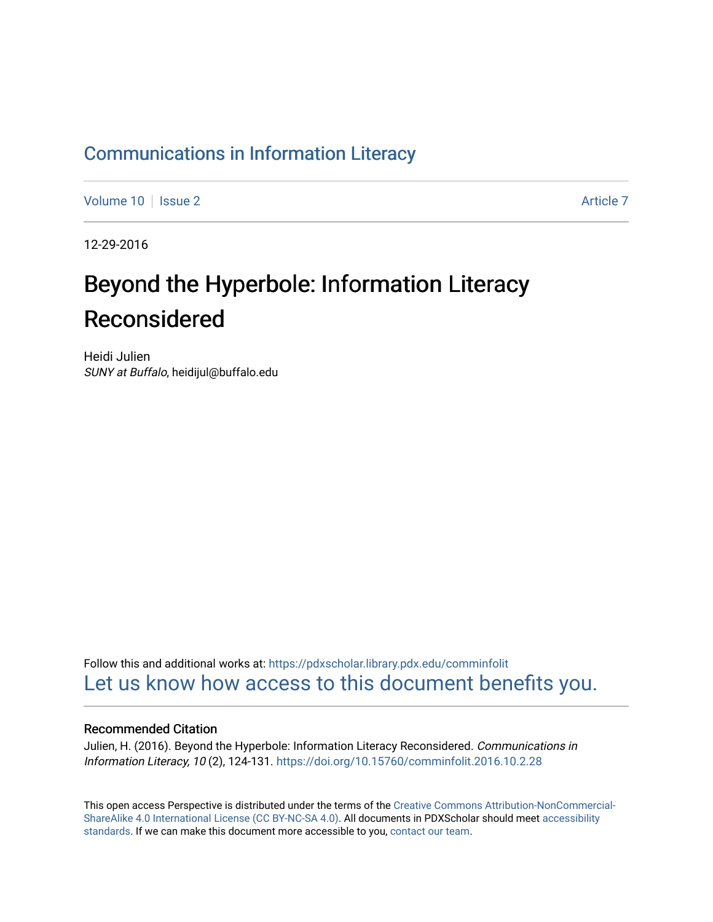# Communications in Information Literacy

Volume 10 | Issue 2 | Article 7

12-29-2016

# Beyond the Hyperbole: Information Literacy Reconsidered

Heidi Julien
*SUNY at Buffalo*, heidijul@buffalo.edu

Follow this and additional works at: https://pdxscholar.library.pdx.edu/comminfolit
Let us know how access to this document benefits you.

### Recommended Citation

Julien, H. (2016). Beyond the Hyperbole: Information Literacy Reconsidered. *Communications in Information Literacy, 10* (2), 124-131. https://doi.org/10.15760/comminfolit.2016.10.2.28

This open access Perspective is distributed under the terms of the Creative Commons Attribution-NonCommercial-ShareAlike 4.0 International License (CC BY-NC-SA 4.0). All documents in PDXScholar should meet accessibility standards. If we can make this document more accessible to you, contact our team.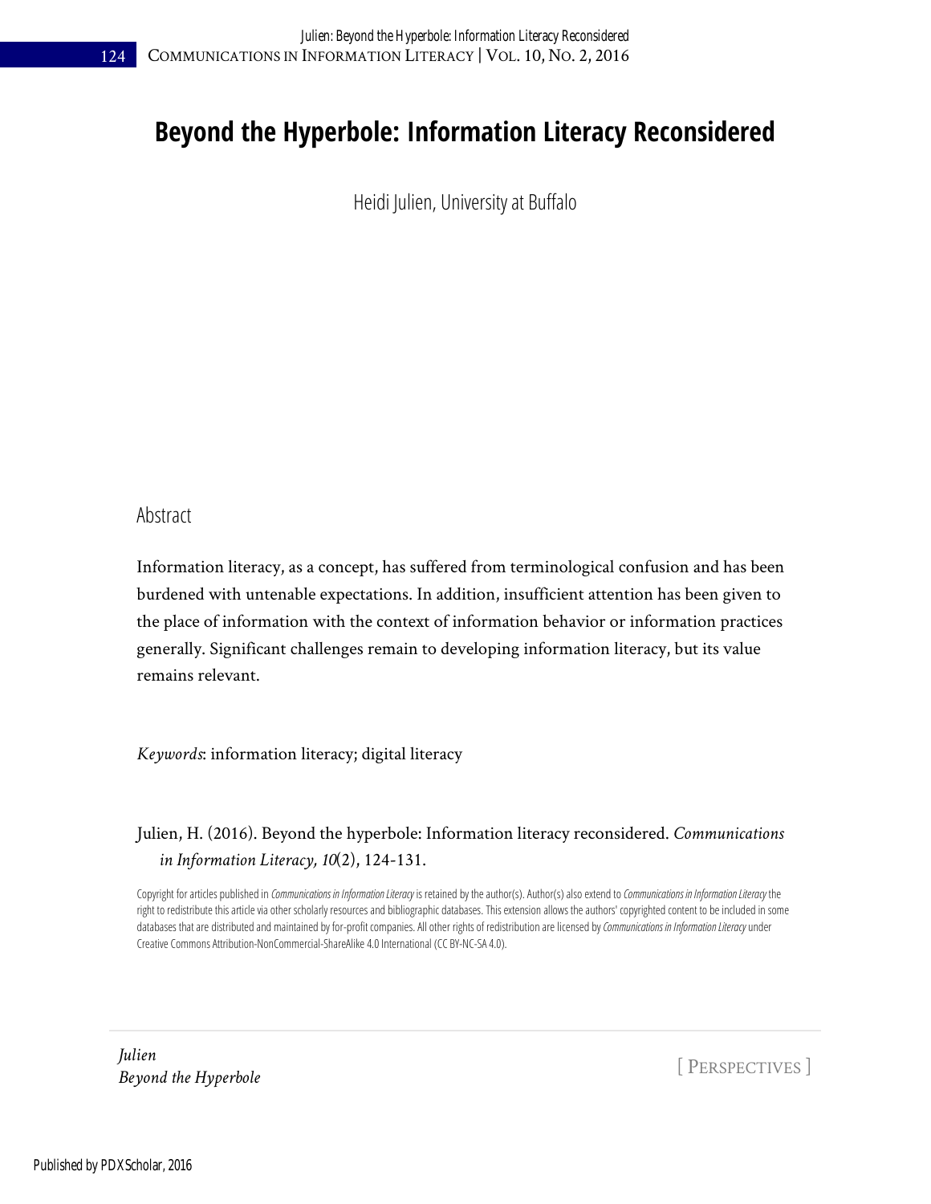# Beyond the Hyperbole: Information Literacy Reconsidered

Heidi Julien, University at Buffalo

## Abstract

Information literacy, as a concept, has suffered from terminological confusion and has been burdened with untenable expectations. In addition, insufficient attention has been given to the place of information with the context of information behavior or information practices generally. Significant challenges remain to developing information literacy, but its value remains relevant.

*Keywords*: information literacy; digital literacy

Julien, H. (2016). Beyond the hyperbole: Information literacy reconsidered. *Communications in Information Literacy, 10*(2), 124-131.

Copyright for articles published in *Communications in Information Literacy* is retained by the author(s). Author(s) also extend to *Communications in Information Literacy* the right to redistribute this article via other scholarly resources and bibliographic databases. This extension allows the authors' copyrighted content to be included in some databases that are distributed and maintained by for-profit companies. All other rights of redistribution are licensed by *Communications in Information Literacy* under Creative Commons Attribution-NonCommercial-ShareAlike 4.0 International (CC BY-NC-SA 4.0).

[ PERSPECTIVES ]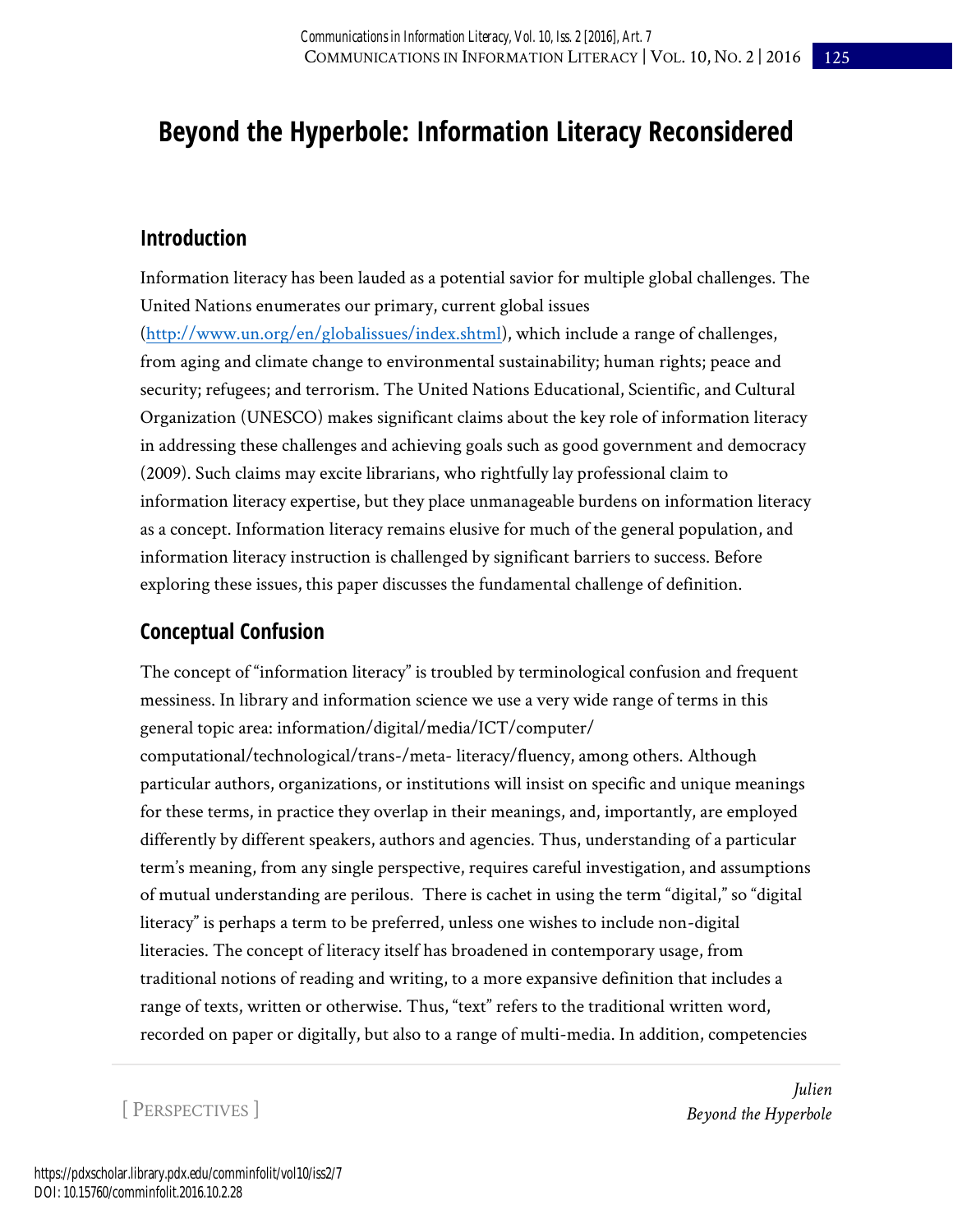# Beyond the Hyperbole: Information Literacy Reconsidered

## Introduction

Information literacy has been lauded as a potential savior for multiple global challenges. The United Nations enumerates our primary, current global issues (http://www.un.org/en/globalissues/index.shtml), which include a range of challenges, from aging and climate change to environmental sustainability; human rights; peace and security; refugees; and terrorism. The United Nations Educational, Scientific, and Cultural Organization (UNESCO) makes significant claims about the key role of information literacy in addressing these challenges and achieving goals such as good government and democracy (2009). Such claims may excite librarians, who rightfully lay professional claim to information literacy expertise, but they place unmanageable burdens on information literacy as a concept. Information literacy remains elusive for much of the general population, and information literacy instruction is challenged by significant barriers to success. Before exploring these issues, this paper discusses the fundamental challenge of definition.

## Conceptual Confusion

The concept of "information literacy" is troubled by terminological confusion and frequent messiness. In library and information science we use a very wide range of terms in this general topic area: information/digital/media/ICT/computer/computational/technological/trans-/meta- literacy/fluency, among others. Although particular authors, organizations, or institutions will insist on specific and unique meanings for these terms, in practice they overlap in their meanings, and, importantly, are employed differently by different speakers, authors and agencies. Thus, understanding of a particular term's meaning, from any single perspective, requires careful investigation, and assumptions of mutual understanding are perilous. There is cachet in using the term "digital," so "digital literacy" is perhaps a term to be preferred, unless one wishes to include non-digital literacies. The concept of literacy itself has broadened in contemporary usage, from traditional notions of reading and writing, to a more expansive definition that includes a range of texts, written or otherwise. Thus, "text" refers to the traditional written word, recorded on paper or digitally, but also to a range of multi-media. In addition, competencies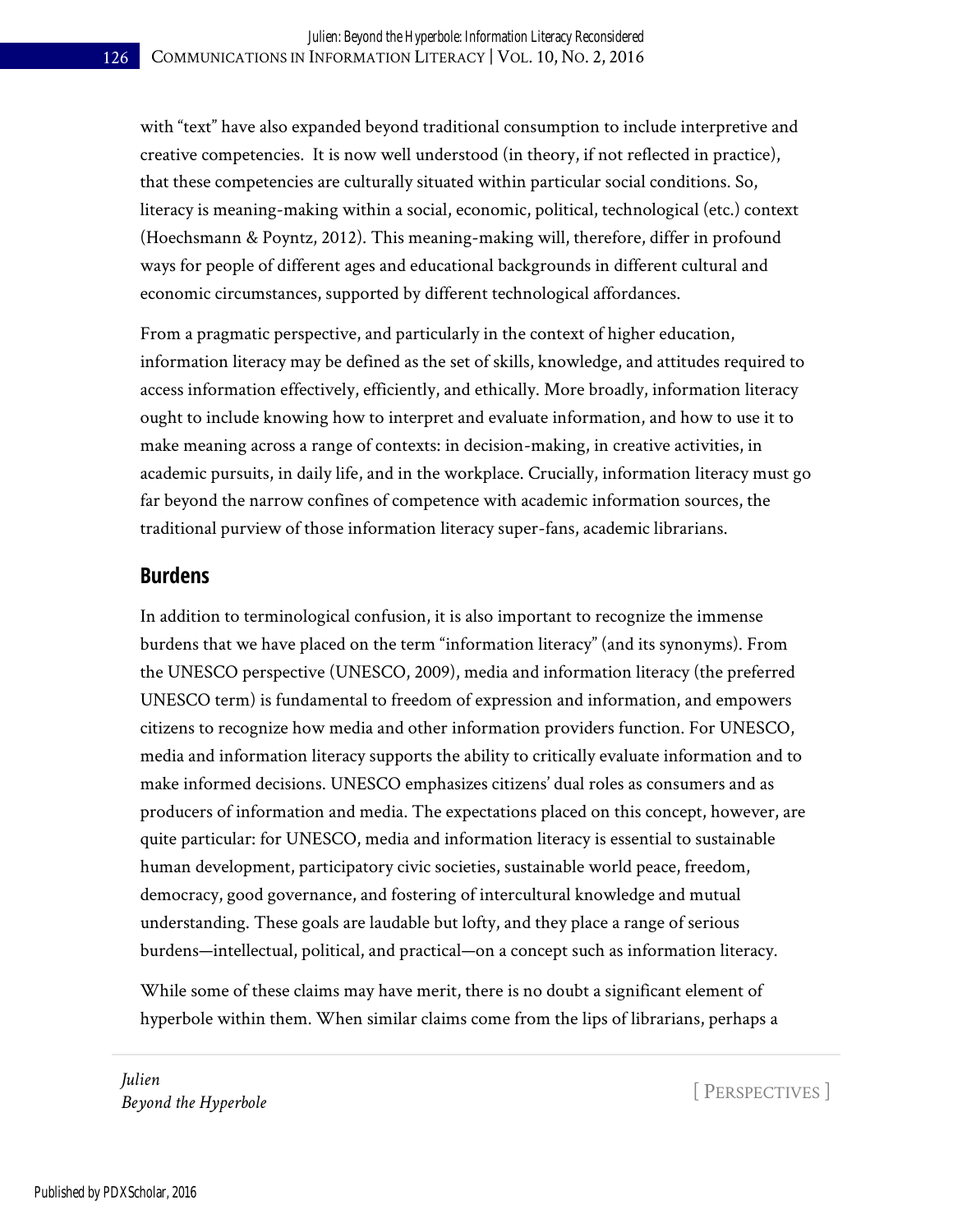with "text" have also expanded beyond traditional consumption to include interpretive and creative competencies. It is now well understood (in theory, if not reflected in practice), that these competencies are culturally situated within particular social conditions. So, literacy is meaning-making within a social, economic, political, technological (etc.) context (Hoechsmann & Poyntz, 2012). This meaning-making will, therefore, differ in profound ways for people of different ages and educational backgrounds in different cultural and economic circumstances, supported by different technological affordances.

From a pragmatic perspective, and particularly in the context of higher education, information literacy may be defined as the set of skills, knowledge, and attitudes required to access information effectively, efficiently, and ethically. More broadly, information literacy ought to include knowing how to interpret and evaluate information, and how to use it to make meaning across a range of contexts: in decision-making, in creative activities, in academic pursuits, in daily life, and in the workplace. Crucially, information literacy must go far beyond the narrow confines of competence with academic information sources, the traditional purview of those information literacy super-fans, academic librarians.

## Burdens

In addition to terminological confusion, it is also important to recognize the immense burdens that we have placed on the term "information literacy" (and its synonyms). From the UNESCO perspective (UNESCO, 2009), media and information literacy (the preferred UNESCO term) is fundamental to freedom of expression and information, and empowers citizens to recognize how media and other information providers function. For UNESCO, media and information literacy supports the ability to critically evaluate information and to make informed decisions. UNESCO emphasizes citizens' dual roles as consumers and as producers of information and media. The expectations placed on this concept, however, are quite particular: for UNESCO, media and information literacy is essential to sustainable human development, participatory civic societies, sustainable world peace, freedom, democracy, good governance, and fostering of intercultural knowledge and mutual understanding. These goals are laudable but lofty, and they place a range of serious burdens—intellectual, political, and practical—on a concept such as information literacy.

While some of these claims may have merit, there is no doubt a significant element of hyperbole within them. When similar claims come from the lips of librarians, perhaps a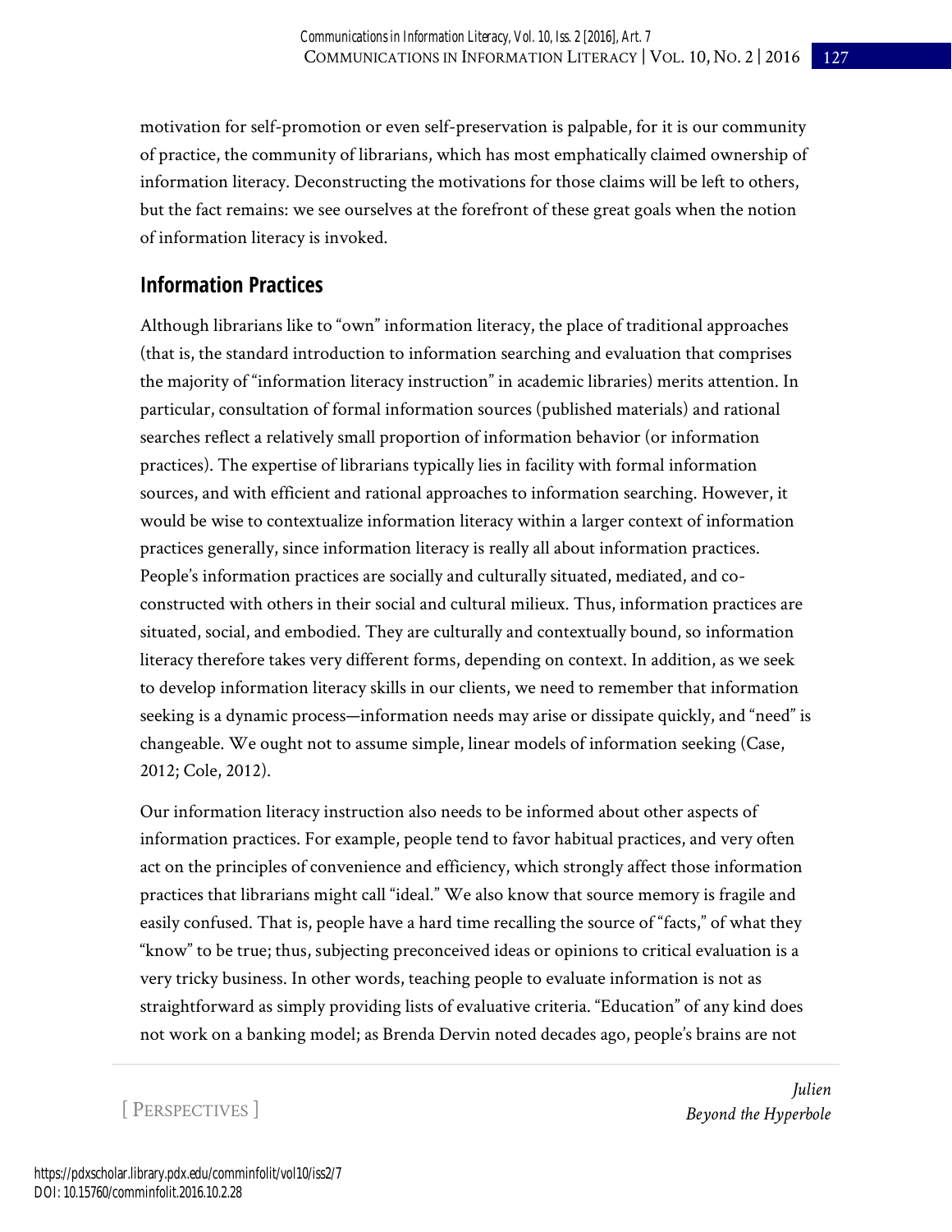motivation for self-promotion or even self-preservation is palpable, for it is our community of practice, the community of librarians, which has most emphatically claimed ownership of information literacy. Deconstructing the motivations for those claims will be left to others, but the fact remains: we see ourselves at the forefront of these great goals when the notion of information literacy is invoked.

## Information Practices

Although librarians like to "own" information literacy, the place of traditional approaches (that is, the standard introduction to information searching and evaluation that comprises the majority of "information literacy instruction" in academic libraries) merits attention. In particular, consultation of formal information sources (published materials) and rational searches reflect a relatively small proportion of information behavior (or information practices). The expertise of librarians typically lies in facility with formal information sources, and with efficient and rational approaches to information searching. However, it would be wise to contextualize information literacy within a larger context of information practices generally, since information literacy is really all about information practices. People's information practices are socially and culturally situated, mediated, and co-constructed with others in their social and cultural milieux. Thus, information practices are situated, social, and embodied. They are culturally and contextually bound, so information literacy therefore takes very different forms, depending on context. In addition, as we seek to develop information literacy skills in our clients, we need to remember that information seeking is a dynamic process—information needs may arise or dissipate quickly, and "need" is changeable. We ought not to assume simple, linear models of information seeking (Case, 2012; Cole, 2012).

Our information literacy instruction also needs to be informed about other aspects of information practices. For example, people tend to favor habitual practices, and very often act on the principles of convenience and efficiency, which strongly affect those information practices that librarians might call "ideal." We also know that source memory is fragile and easily confused. That is, people have a hard time recalling the source of "facts," of what they "know" to be true; thus, subjecting preconceived ideas or opinions to critical evaluation is a very tricky business. In other words, teaching people to evaluate information is not as straightforward as simply providing lists of evaluative criteria. "Education" of any kind does not work on a banking model; as Brenda Dervin noted decades ago, people's brains are not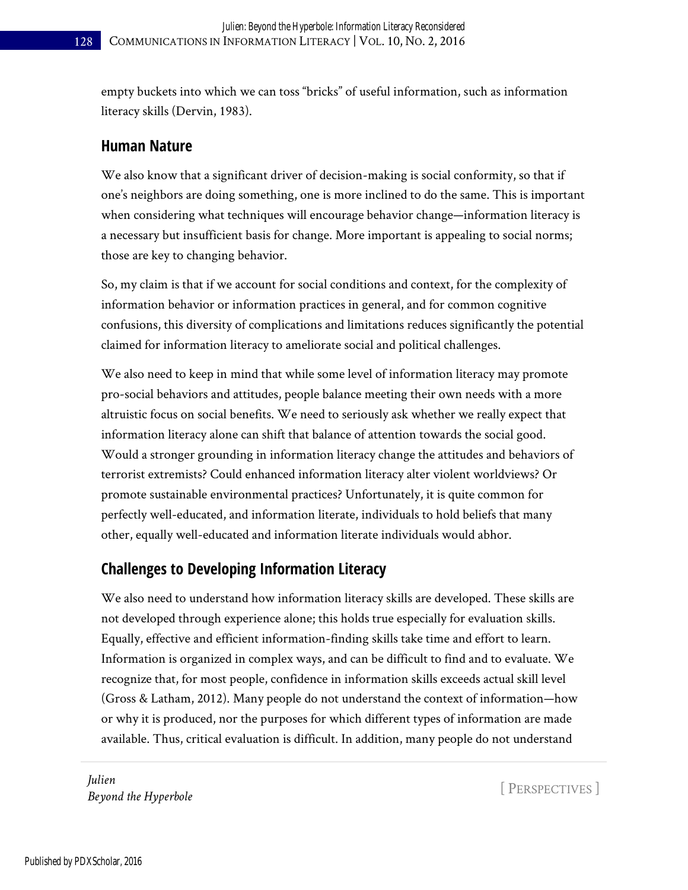empty buckets into which we can toss "bricks" of useful information, such as information literacy skills (Dervin, 1983).

## Human Nature

We also know that a significant driver of decision-making is social conformity, so that if one's neighbors are doing something, one is more inclined to do the same. This is important when considering what techniques will encourage behavior change—information literacy is a necessary but insufficient basis for change. More important is appealing to social norms; those are key to changing behavior.

So, my claim is that if we account for social conditions and context, for the complexity of information behavior or information practices in general, and for common cognitive confusions, this diversity of complications and limitations reduces significantly the potential claimed for information literacy to ameliorate social and political challenges.

We also need to keep in mind that while some level of information literacy may promote pro-social behaviors and attitudes, people balance meeting their own needs with a more altruistic focus on social benefits. We need to seriously ask whether we really expect that information literacy alone can shift that balance of attention towards the social good. Would a stronger grounding in information literacy change the attitudes and behaviors of terrorist extremists? Could enhanced information literacy alter violent worldviews? Or promote sustainable environmental practices? Unfortunately, it is quite common for perfectly well-educated, and information literate, individuals to hold beliefs that many other, equally well-educated and information literate individuals would abhor.

## Challenges to Developing Information Literacy

We also need to understand how information literacy skills are developed. These skills are not developed through experience alone; this holds true especially for evaluation skills. Equally, effective and efficient information-finding skills take time and effort to learn. Information is organized in complex ways, and can be difficult to find and to evaluate. We recognize that, for most people, confidence in information skills exceeds actual skill level (Gross & Latham, 2012). Many people do not understand the context of information—how or why it is produced, nor the purposes for which different types of information are made available. Thus, critical evaluation is difficult. In addition, many people do not understand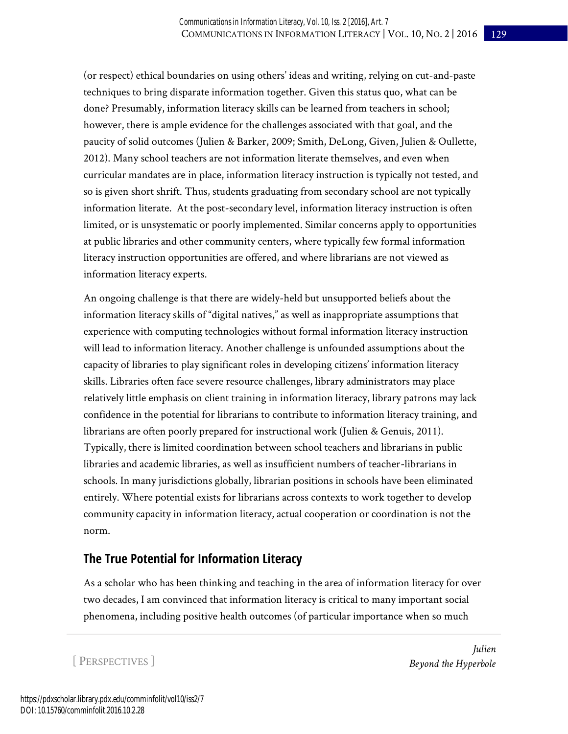(or respect) ethical boundaries on using others' ideas and writing, relying on cut-and-paste techniques to bring disparate information together. Given this status quo, what can be done? Presumably, information literacy skills can be learned from teachers in school; however, there is ample evidence for the challenges associated with that goal, and the paucity of solid outcomes (Julien & Barker, 2009; Smith, DeLong, Given, Julien & Oullette, 2012). Many school teachers are not information literate themselves, and even when curricular mandates are in place, information literacy instruction is typically not tested, and so is given short shrift. Thus, students graduating from secondary school are not typically information literate. At the post-secondary level, information literacy instruction is often limited, or is unsystematic or poorly implemented. Similar concerns apply to opportunities at public libraries and other community centers, where typically few formal information literacy instruction opportunities are offered, and where librarians are not viewed as information literacy experts.

An ongoing challenge is that there are widely-held but unsupported beliefs about the information literacy skills of "digital natives," as well as inappropriate assumptions that experience with computing technologies without formal information literacy instruction will lead to information literacy. Another challenge is unfounded assumptions about the capacity of libraries to play significant roles in developing citizens' information literacy skills. Libraries often face severe resource challenges, library administrators may place relatively little emphasis on client training in information literacy, library patrons may lack confidence in the potential for librarians to contribute to information literacy training, and librarians are often poorly prepared for instructional work (Julien & Genuis, 2011). Typically, there is limited coordination between school teachers and librarians in public libraries and academic libraries, as well as insufficient numbers of teacher-librarians in schools. In many jurisdictions globally, librarian positions in schools have been eliminated entirely. Where potential exists for librarians across contexts to work together to develop community capacity in information literacy, actual cooperation or coordination is not the norm.

## The True Potential for Information Literacy

As a scholar who has been thinking and teaching in the area of information literacy for over two decades, I am convinced that information literacy is critical to many important social phenomena, including positive health outcomes (of particular importance when so much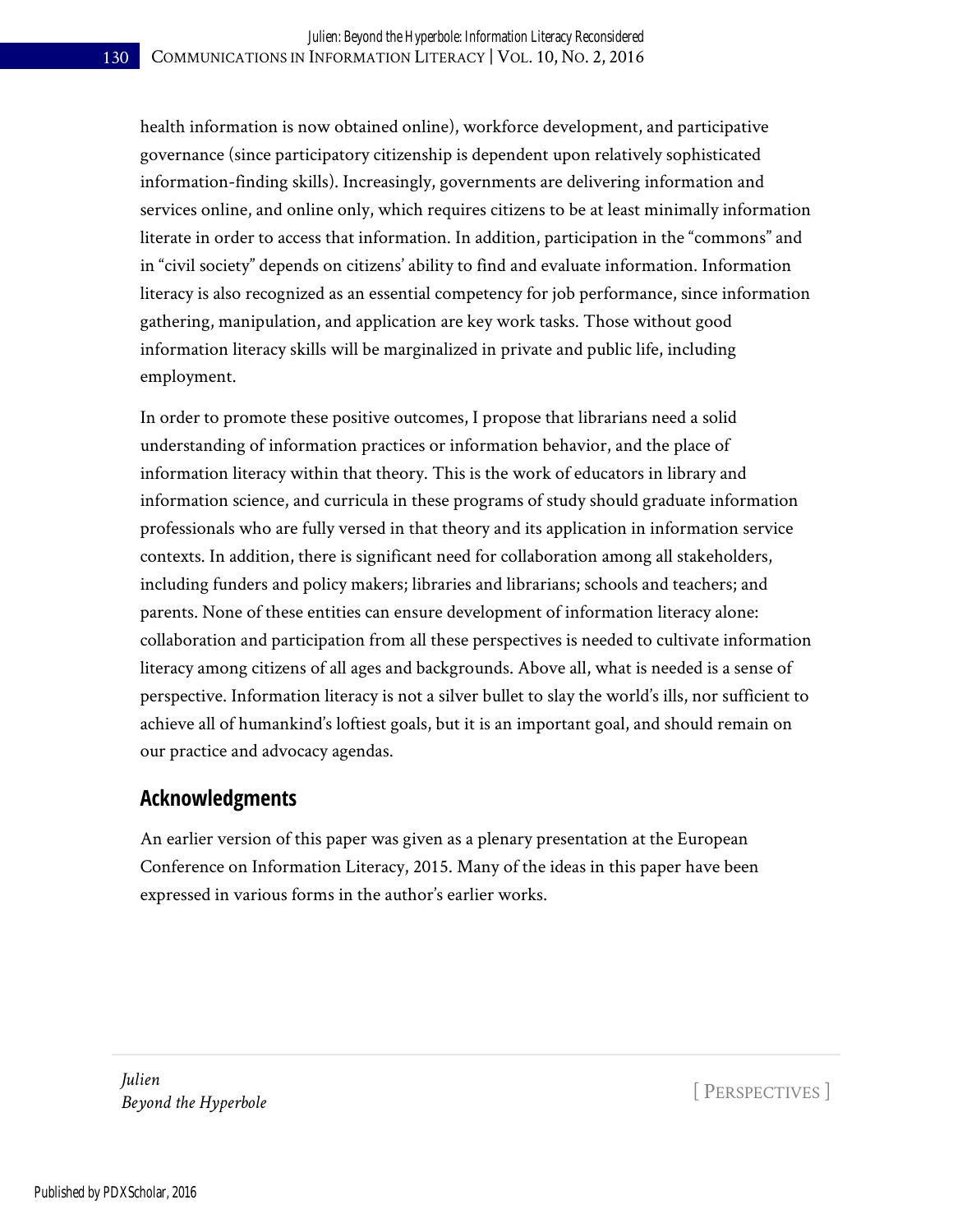health information is now obtained online), workforce development, and participative governance (since participatory citizenship is dependent upon relatively sophisticated information-finding skills). Increasingly, governments are delivering information and services online, and online only, which requires citizens to be at least minimally information literate in order to access that information. In addition, participation in the "commons" and in "civil society" depends on citizens' ability to find and evaluate information. Information literacy is also recognized as an essential competency for job performance, since information gathering, manipulation, and application are key work tasks. Those without good information literacy skills will be marginalized in private and public life, including employment.

In order to promote these positive outcomes, I propose that librarians need a solid understanding of information practices or information behavior, and the place of information literacy within that theory. This is the work of educators in library and information science, and curricula in these programs of study should graduate information professionals who are fully versed in that theory and its application in information service contexts. In addition, there is significant need for collaboration among all stakeholders, including funders and policy makers; libraries and librarians; schools and teachers; and parents. None of these entities can ensure development of information literacy alone: collaboration and participation from all these perspectives is needed to cultivate information literacy among citizens of all ages and backgrounds. Above all, what is needed is a sense of perspective. Information literacy is not a silver bullet to slay the world's ills, nor sufficient to achieve all of humankind's loftiest goals, but it is an important goal, and should remain on our practice and advocacy agendas.

## Acknowledgments

An earlier version of this paper was given as a plenary presentation at the European Conference on Information Literacy, 2015. Many of the ideas in this paper have been expressed in various forms in the author's earlier works.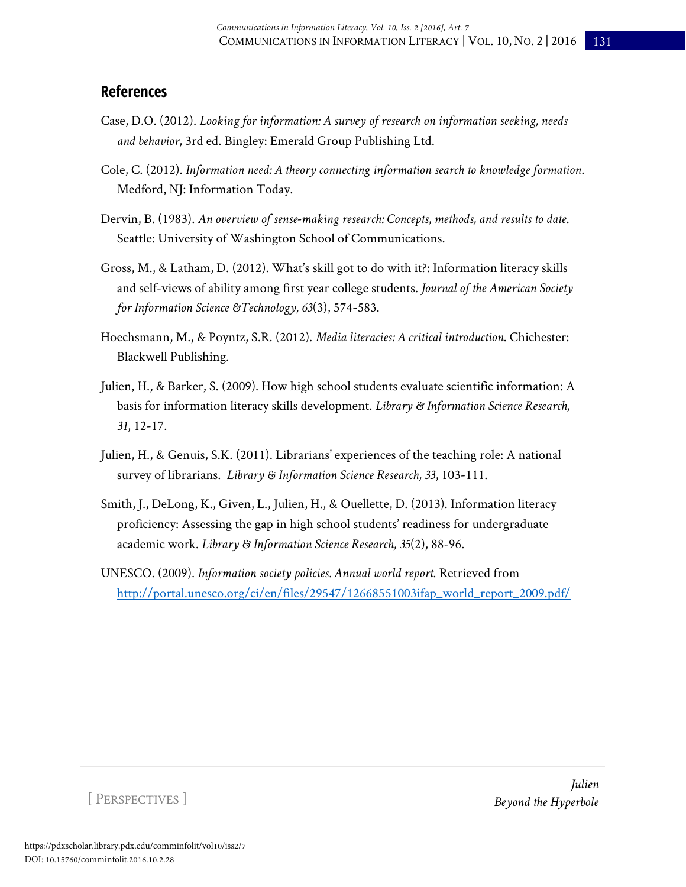## References

Case, D.O. (2012). *Looking for information: A survey of research on information seeking, needs and behavior*, 3rd ed. Bingley: Emerald Group Publishing Ltd.

Cole, C. (2012). *Information need: A theory connecting information search to knowledge formation*. Medford, NJ: Information Today.

Dervin, B. (1983). *An overview of sense-making research: Concepts, methods, and results to date*. Seattle: University of Washington School of Communications.

Gross, M., & Latham, D. (2012). What's skill got to do with it?: Information literacy skills and self-views of ability among first year college students. *Journal of the American Society for Information Science &Technology, 63*(3), 574-583.

Hoechsmann, M., & Poyntz, S.R. (2012). *Media literacies: A critical introduction*. Chichester: Blackwell Publishing.

Julien, H., & Barker, S. (2009). How high school students evaluate scientific information: A basis for information literacy skills development. *Library & Information Science Research, 31*, 12-17.

Julien, H., & Genuis, S.K. (2011). Librarians' experiences of the teaching role: A national survey of librarians. *Library & Information Science Research, 33*, 103-111.

Smith, J., DeLong, K., Given, L., Julien, H., & Ouellette, D. (2013). Information literacy proficiency: Assessing the gap in high school students' readiness for undergraduate academic work. *Library & Information Science Research, 35*(2), 88-96.

UNESCO. (2009). *Information society policies. Annual world report*. Retrieved from http://portal.unesco.org/ci/en/files/29547/12668551003ifap_world_report_2009.pdf/